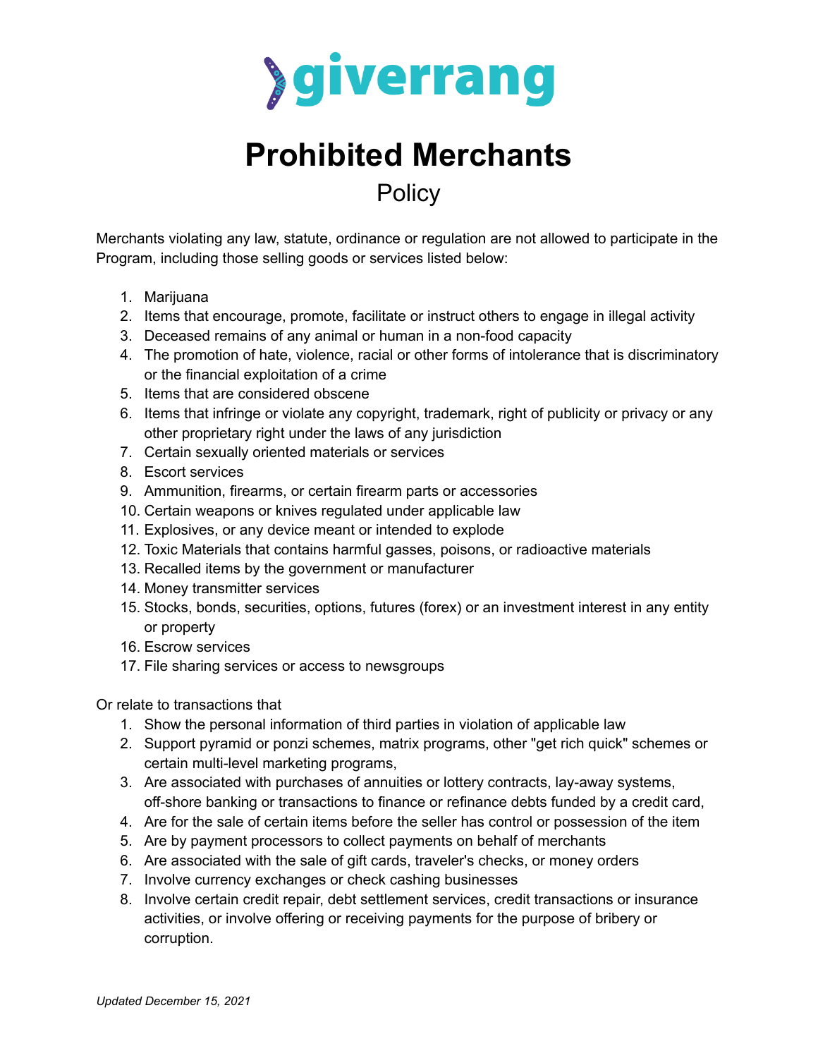giverrang

# Prohibited Merchants

## Policy

Merchants violating any law, statute, ordinance or regulation are not allowed to participate in the Program, including those selling goods or services listed below:

1. Marijuana
2. Items that encourage, promote, facilitate or instruct others to engage in illegal activity
3. Deceased remains of any animal or human in a non-food capacity
4. The promotion of hate, violence, racial or other forms of intolerance that is discriminatory or the financial exploitation of a crime
5. Items that are considered obscene
6. Items that infringe or violate any copyright, trademark, right of publicity or privacy or any other proprietary right under the laws of any jurisdiction
7. Certain sexually oriented materials or services
8. Escort services
9. Ammunition, firearms, or certain firearm parts or accessories
10. Certain weapons or knives regulated under applicable law
11. Explosives, or any device meant or intended to explode
12. Toxic Materials that contains harmful gasses, poisons, or radioactive materials
13. Recalled items by the government or manufacturer
14. Money transmitter services
15. Stocks, bonds, securities, options, futures (forex) or an investment interest in any entity or property
16. Escrow services
17. File sharing services or access to newsgroups

Or relate to transactions that

1. Show the personal information of third parties in violation of applicable law
2. Support pyramid or ponzi schemes, matrix programs, other "get rich quick" schemes or certain multi-level marketing programs,
3. Are associated with purchases of annuities or lottery contracts, lay-away systems, off-shore banking or transactions to finance or refinance debts funded by a credit card,
4. Are for the sale of certain items before the seller has control or possession of the item
5. Are by payment processors to collect payments on behalf of merchants
6. Are associated with the sale of gift cards, traveler's checks, or money orders
7. Involve currency exchanges or check cashing businesses
8. Involve certain credit repair, debt settlement services, credit transactions or insurance activities, or involve offering or receiving payments for the purpose of bribery or corruption.

*Updated December 15, 2021*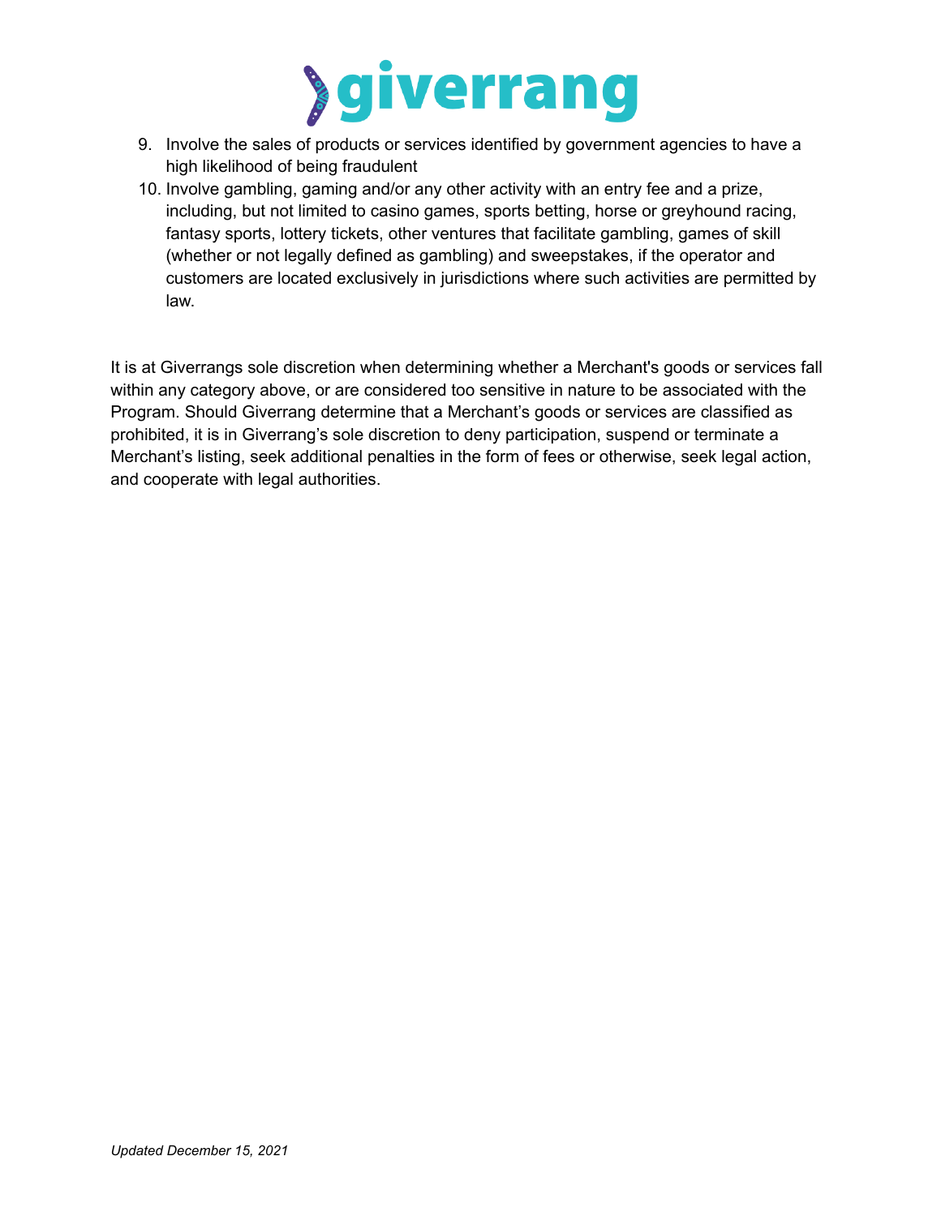9. Involve the sales of products or services identified by government agencies to have a high likelihood of being fraudulent
10. Involve gambling, gaming and/or any other activity with an entry fee and a prize, including, but not limited to casino games, sports betting, horse or greyhound racing, fantasy sports, lottery tickets, other ventures that facilitate gambling, games of skill (whether or not legally defined as gambling) and sweepstakes, if the operator and customers are located exclusively in jurisdictions where such activities are permitted by law.

It is at Giverrangs sole discretion when determining whether a Merchant's goods or services fall within any category above, or are considered too sensitive in nature to be associated with the Program. Should Giverrang determine that a Merchant's goods or services are classified as prohibited, it is in Giverrang's sole discretion to deny participation, suspend or terminate a Merchant's listing, seek additional penalties in the form of fees or otherwise, seek legal action, and cooperate with legal authorities.

*Updated December 15, 2021*